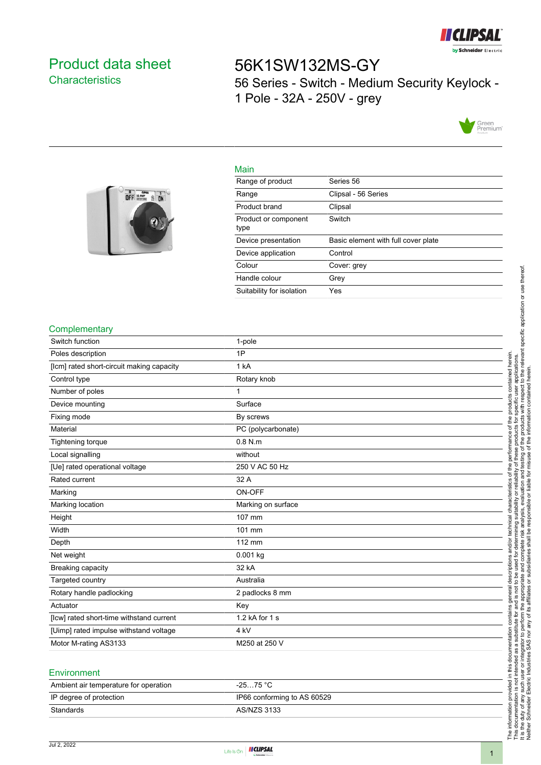# Product data sheet

## Characteristics

# 56K1SW132MS-GY

56 Series - Switch - Medium Security Keylock - 1 Pole - 32A - 250V - grey

## Main

| | |
|---|---|
| Range of product | Series 56 |
| Range | Clipsal - 56 Series |
| Product brand | Clipsal |
| Product or component type | Switch |
| Device presentation | Basic element with full cover plate |
| Device application | Control |
| Colour | Cover: grey |
| Handle colour | Grey |
| Suitability for isolation | Yes |

## Complementary

| | |
|---|---|
| Switch function | 1-pole |
| Poles description | 1P |
| [Icm] rated short-circuit making capacity | 1 kA |
| Control type | Rotary knob |
| Number of poles | 1 |
| Device mounting | Surface |
| Fixing mode | By screws |
| Material | PC (polycarbonate) |
| Tightening torque | 0.8 N.m |
| Local signalling | without |
| [Ue] rated operational voltage | 250 V AC 50 Hz |
| Rated current | 32 A |
| Marking | ON-OFF |
| Marking location | Marking on surface |
| Height | 107 mm |
| Width | 101 mm |
| Depth | 112 mm |
| Net weight | 0.001 kg |
| Breaking capacity | 32 kA |
| Targeted country | Australia |
| Rotary handle padlocking | 2 padlocks 8 mm |
| Actuator | Key |
| [Icw] rated short-time withstand current | 1.2 kA for 1 s |
| [Uimp] rated impulse withstand voltage | 4 kV |
| Motor M-rating AS3133 | M250 at 250 V |

## Environment

| | |
|---|---|
| Ambient air temperature for operation | -25…75 °C |
| IP degree of protection | IP66 conforming to AS 60529 |
| Standards | AS/NZS 3133 |

The information provided in this documentation contains general descriptions and/or technical characteristics of the performance of the products contained herein. This documentation is not intended as a substitute for and is not to be used for determining suitability or reliability of these products for specific user applications. It is the duty of any such user or integrator to perform the appropriate and complete risk analysis, evaluation and testing of the products with respect to the relevant specific application or use thereof. Neither Schneider Electric Industries SAS nor any of its affiliates or subsidiaries shall be responsible or liable for misuse of the information contained herein.

Jul 2, 2022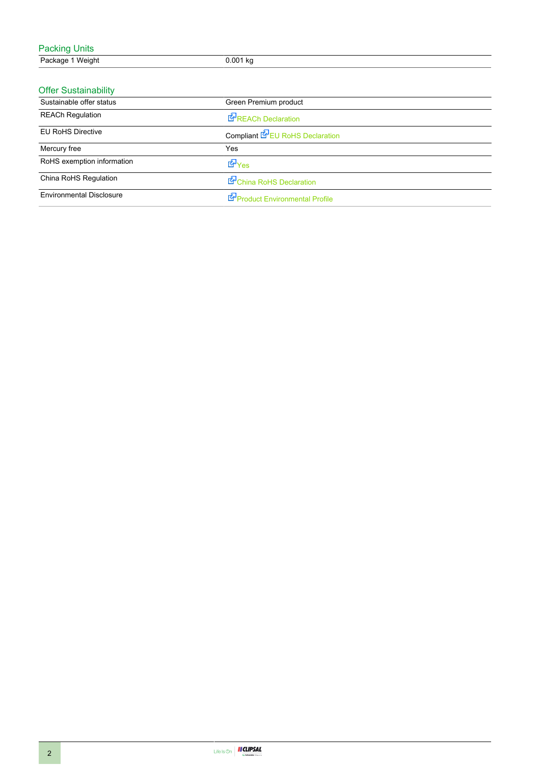## Packing Units

| | |
|---|---|
| Package 1 Weight | 0.001 kg |

## Offer Sustainability

| | |
|---|---|
| Sustainable offer status | Green Premium product |
| REACh Regulation | REACh Declaration |
| EU RoHS Directive | Compliant EU RoHS Declaration |
| Mercury free | Yes |
| RoHS exemption information | Yes |
| China RoHS Regulation | China RoHS Declaration |
| Environmental Disclosure | Product Environmental Profile |